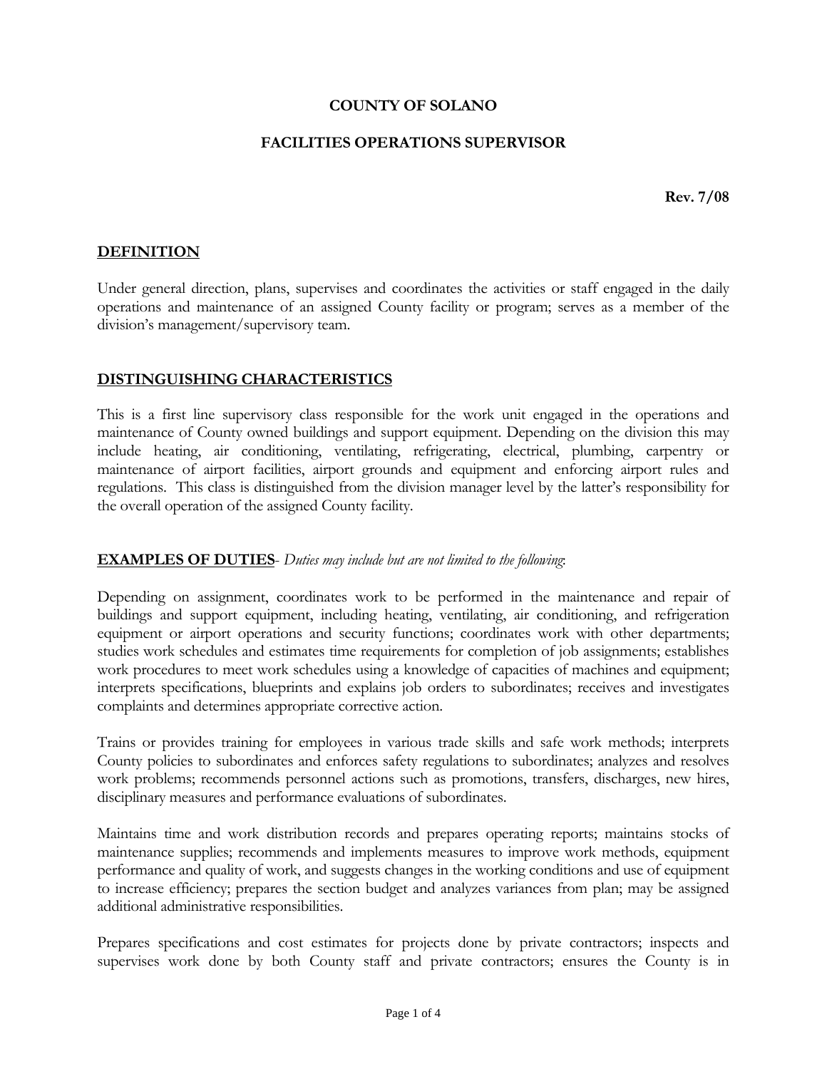**COUNTY OF SOLANO**

**FACILITIES OPERATIONS SUPERVISOR**

**Rev. 7/08**

## DEFINITION

Under general direction, plans, supervises and coordinates the activities or staff engaged in the daily operations and maintenance of an assigned County facility or program; serves as a member of the division's management/supervisory team.

## DISTINGUISHING CHARACTERISTICS

This is a first line supervisory class responsible for the work unit engaged in the operations and maintenance of County owned buildings and support equipment. Depending on the division this may include heating, air conditioning, ventilating, refrigerating, electrical, plumbing, carpentry or maintenance of airport facilities, airport grounds and equipment and enforcing airport rules and regulations. This class is distinguished from the division manager level by the latter's responsibility for the overall operation of the assigned County facility.

## EXAMPLES OF DUTIES- *Duties may include but are not limited to the following*:

Depending on assignment, coordinates work to be performed in the maintenance and repair of buildings and support equipment, including heating, ventilating, air conditioning, and refrigeration equipment or airport operations and security functions; coordinates work with other departments; studies work schedules and estimates time requirements for completion of job assignments; establishes work procedures to meet work schedules using a knowledge of capacities of machines and equipment; interprets specifications, blueprints and explains job orders to subordinates; receives and investigates complaints and determines appropriate corrective action.

Trains or provides training for employees in various trade skills and safe work methods; interprets County policies to subordinates and enforces safety regulations to subordinates; analyzes and resolves work problems; recommends personnel actions such as promotions, transfers, discharges, new hires, disciplinary measures and performance evaluations of subordinates.

Maintains time and work distribution records and prepares operating reports; maintains stocks of maintenance supplies; recommends and implements measures to improve work methods, equipment performance and quality of work, and suggests changes in the working conditions and use of equipment to increase efficiency; prepares the section budget and analyzes variances from plan; may be assigned additional administrative responsibilities.

Prepares specifications and cost estimates for projects done by private contractors; inspects and supervises work done by both County staff and private contractors; ensures the County is in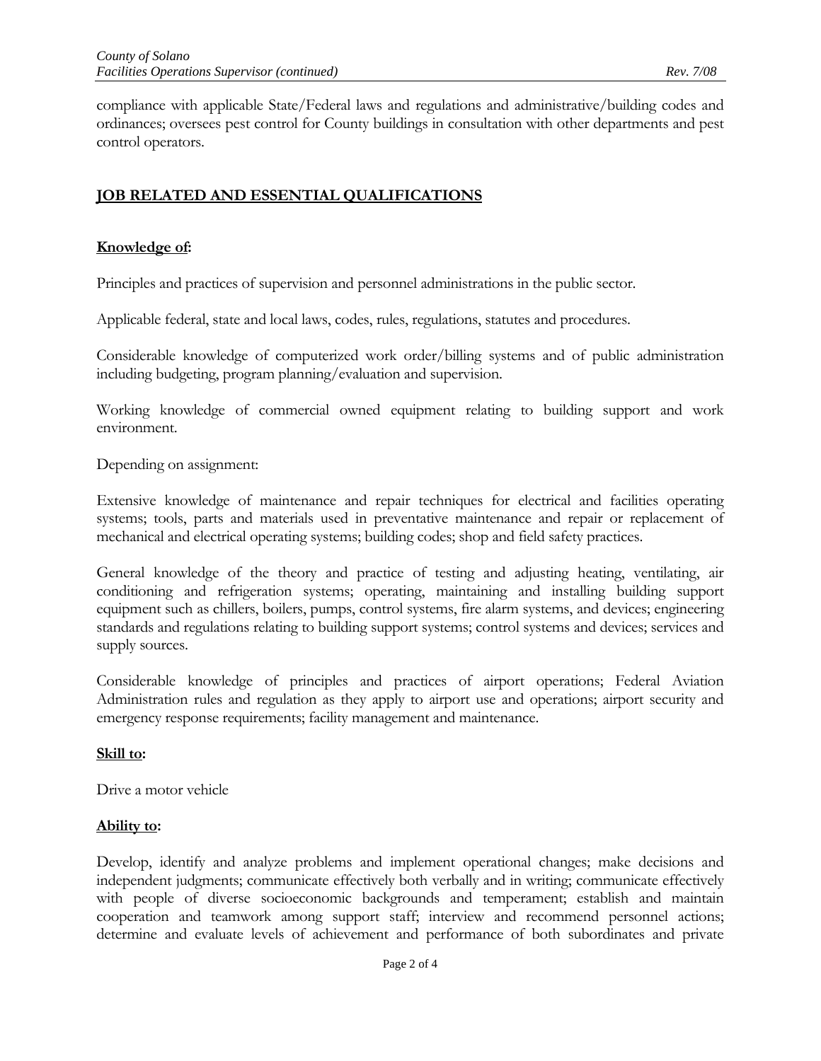compliance with applicable State/Federal laws and regulations and administrative/building codes and ordinances; oversees pest control for County buildings in consultation with other departments and pest control operators.

## JOB RELATED AND ESSENTIAL QUALIFICATIONS

### Knowledge of:

Principles and practices of supervision and personnel administrations in the public sector.

Applicable federal, state and local laws, codes, rules, regulations, statutes and procedures.

Considerable knowledge of computerized work order/billing systems and of public administration including budgeting, program planning/evaluation and supervision.

Working knowledge of commercial owned equipment relating to building support and work environment.

Depending on assignment:

Extensive knowledge of maintenance and repair techniques for electrical and facilities operating systems; tools, parts and materials used in preventative maintenance and repair or replacement of mechanical and electrical operating systems; building codes; shop and field safety practices.

General knowledge of the theory and practice of testing and adjusting heating, ventilating, air conditioning and refrigeration systems; operating, maintaining and installing building support equipment such as chillers, boilers, pumps, control systems, fire alarm systems, and devices; engineering standards and regulations relating to building support systems; control systems and devices; services and supply sources.

Considerable knowledge of principles and practices of airport operations; Federal Aviation Administration rules and regulation as they apply to airport use and operations; airport security and emergency response requirements; facility management and maintenance.

### Skill to:

Drive a motor vehicle

### Ability to:

Develop, identify and analyze problems and implement operational changes; make decisions and independent judgments; communicate effectively both verbally and in writing; communicate effectively with people of diverse socioeconomic backgrounds and temperament; establish and maintain cooperation and teamwork among support staff; interview and recommend personnel actions; determine and evaluate levels of achievement and performance of both subordinates and private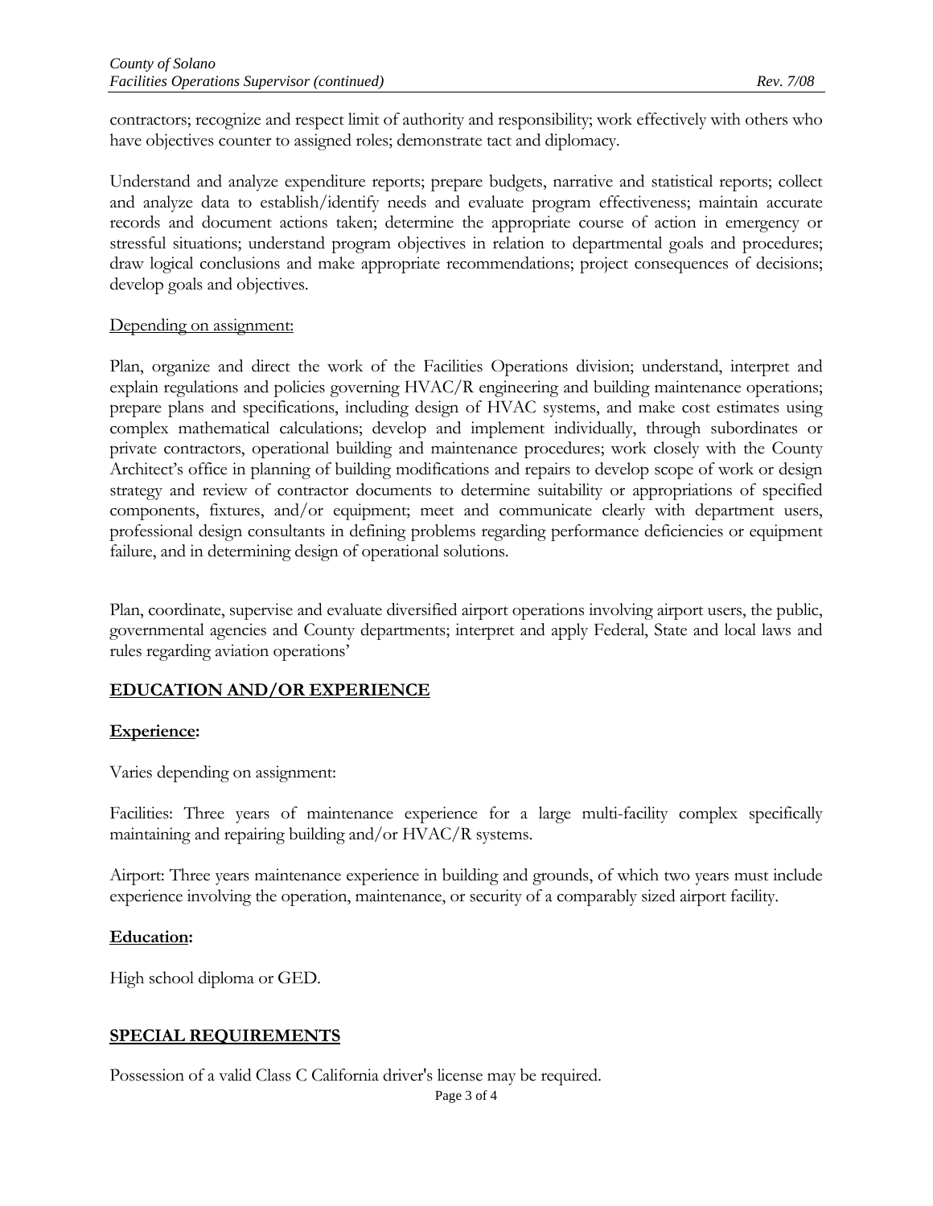contractors; recognize and respect limit of authority and responsibility; work effectively with others who have objectives counter to assigned roles; demonstrate tact and diplomacy.

Understand and analyze expenditure reports; prepare budgets, narrative and statistical reports; collect and analyze data to establish/identify needs and evaluate program effectiveness; maintain accurate records and document actions taken; determine the appropriate course of action in emergency or stressful situations; understand program objectives in relation to departmental goals and procedures; draw logical conclusions and make appropriate recommendations; project consequences of decisions; develop goals and objectives.

Depending on assignment:

Plan, organize and direct the work of the Facilities Operations division; understand, interpret and explain regulations and policies governing HVAC/R engineering and building maintenance operations; prepare plans and specifications, including design of HVAC systems, and make cost estimates using complex mathematical calculations; develop and implement individually, through subordinates or private contractors, operational building and maintenance procedures; work closely with the County Architect's office in planning of building modifications and repairs to develop scope of work or design strategy and review of contractor documents to determine suitability or appropriations of specified components, fixtures, and/or equipment; meet and communicate clearly with department users, professional design consultants in defining problems regarding performance deficiencies or equipment failure, and in determining design of operational solutions.

Plan, coordinate, supervise and evaluate diversified airport operations involving airport users, the public, governmental agencies and County departments; interpret and apply Federal, State and local laws and rules regarding aviation operations'

## EDUCATION AND/OR EXPERIENCE

### Experience:

Varies depending on assignment:

Facilities: Three years of maintenance experience for a large multi-facility complex specifically maintaining and repairing building and/or HVAC/R systems.

Airport: Three years maintenance experience in building and grounds, of which two years must include experience involving the operation, maintenance, or security of a comparably sized airport facility.

### Education:

High school diploma or GED.

## SPECIAL REQUIREMENTS

Possession of a valid Class C California driver's license may be required.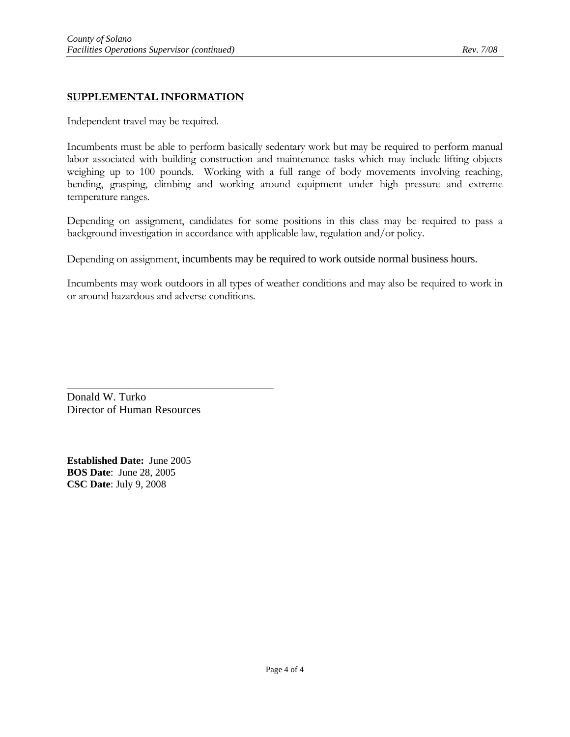## SUPPLEMENTAL INFORMATION

Independent travel may be required.

Incumbents must be able to perform basically sedentary work but may be required to perform manual labor associated with building construction and maintenance tasks which may include lifting objects weighing up to 100 pounds. Working with a full range of body movements involving reaching, bending, grasping, climbing and working around equipment under high pressure and extreme temperature ranges.

Depending on assignment, candidates for some positions in this class may be required to pass a background investigation in accordance with applicable law, regulation and/or policy.

Depending on assignment, incumbents may be required to work outside normal business hours.

Incumbents may work outdoors in all types of weather conditions and may also be required to work in or around hazardous and adverse conditions.

\_\_\_\_\_\_\_\_\_\_\_\_\_\_\_\_\_\_\_\_\_\_\_\_\_\_\_\_\_\_\_\_\_\_\_\_\_\_

Donald W. Turko
Director of Human Resources

**Established Date:** June 2005
**BOS Date**: June 28, 2005
**CSC Date**: July 9, 2008